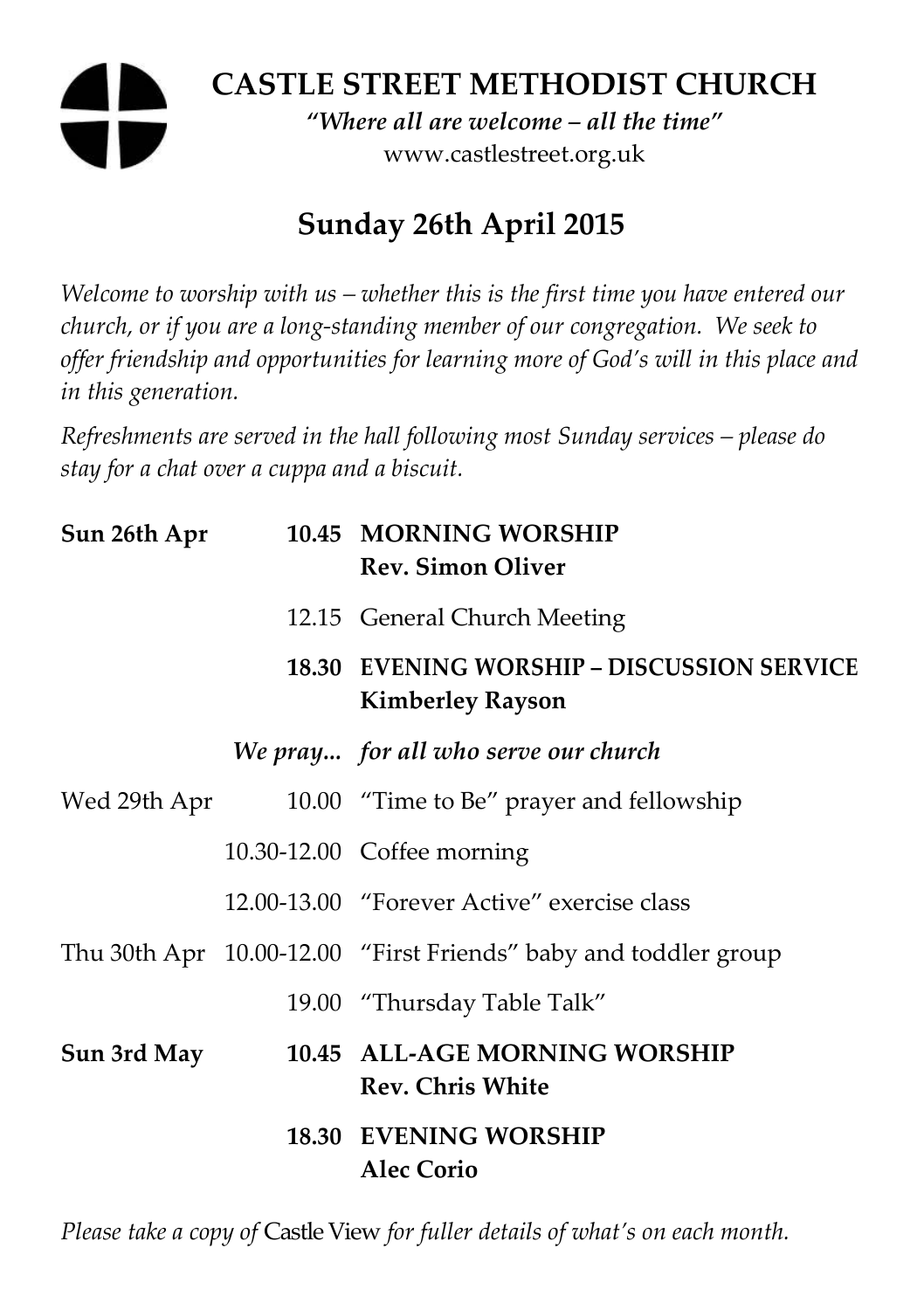# CASTLE STREET METHODIST CHURCH

*"Where all are welcome – all the time"*

www.castlestreet.org.uk

## Sunday 26th April 2015

*Welcome to worship with us – whether this is the first time you have entered our church, or if you are a long-standing member of our congregation. We seek to offer friendship and opportunities for learning more of God's will in this place and in this generation.*

*Refreshments are served in the hall following most Sunday services – please do stay for a chat over a cuppa and a biscuit.*

| | | |
|---|---|---|
| **Sun 26th Apr** | **10.45** | **MORNING WORSHIP**<br>**Rev. Simon Oliver** |
| | 12.15 | General Church Meeting |
| | **18.30** | **EVENING WORSHIP – DISCUSSION SERVICE**<br>**Kimberley Rayson** |
| | *We pray...* | *for all who serve our church* |
| Wed 29th Apr | 10.00 | "Time to Be" prayer and fellowship |
| | 10.30-12.00 | Coffee morning |
| | 12.00-13.00 | "Forever Active" exercise class |
| Thu 30th Apr | 10.00-12.00 | "First Friends" baby and toddler group |
| | 19.00 | "Thursday Table Talk" |
| **Sun 3rd May** | **10.45** | **ALL-AGE MORNING WORSHIP**<br>**Rev. Chris White** |
| | **18.30** | **EVENING WORSHIP**<br>**Alec Corio** |

*Please take a copy of* Castle View *for fuller details of what's on each month.*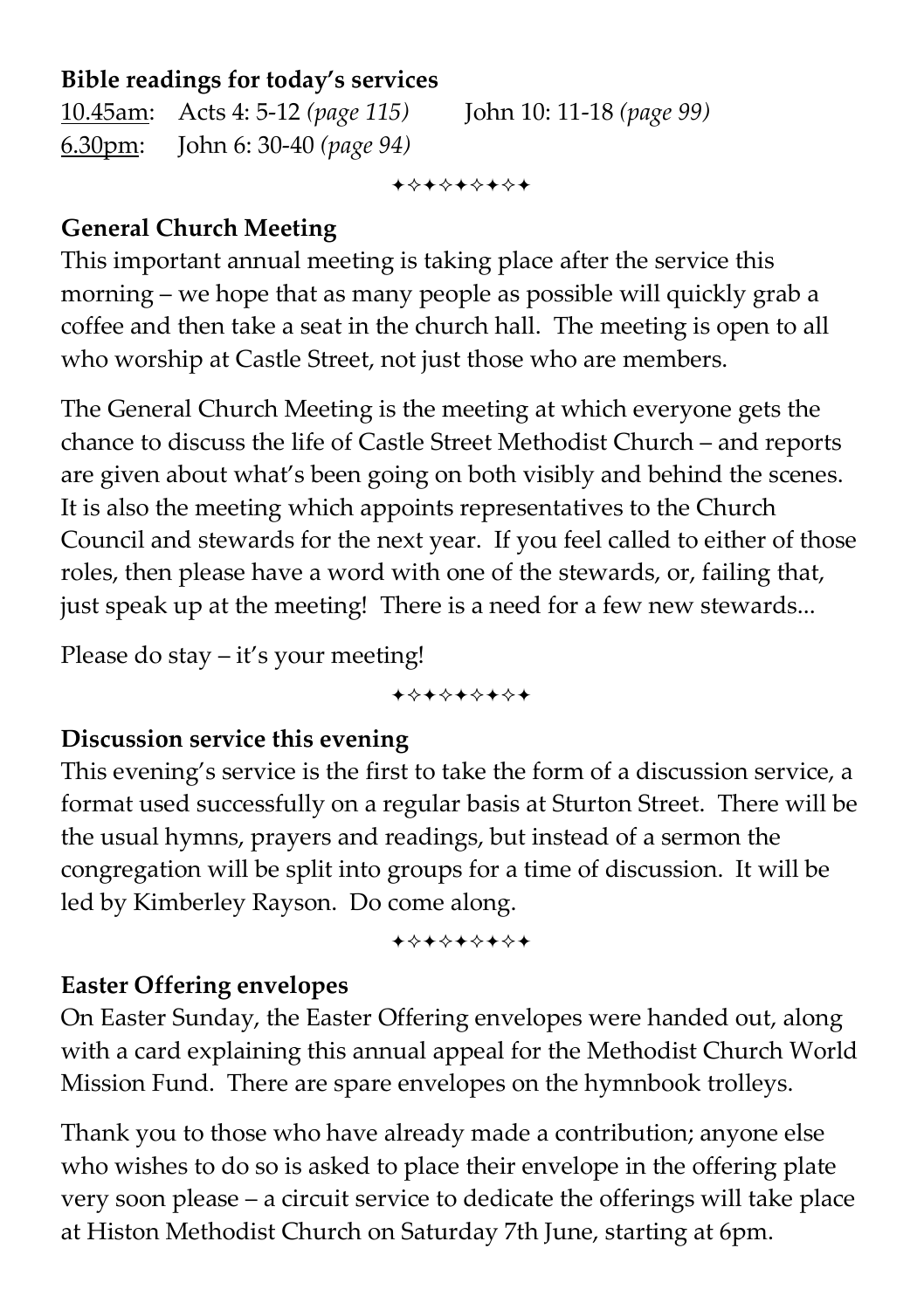**Bible readings for today's services**

10.45am: Acts 4: 5-12 *(page 115)* John 10: 11-18 *(page 99)*

6.30pm: John 6: 30-40 *(page 94)*

✦✧✦✧✦✧✦✧✦

**General Church Meeting**

This important annual meeting is taking place after the service this morning – we hope that as many people as possible will quickly grab a coffee and then take a seat in the church hall. The meeting is open to all who worship at Castle Street, not just those who are members.

The General Church Meeting is the meeting at which everyone gets the chance to discuss the life of Castle Street Methodist Church – and reports are given about what's been going on both visibly and behind the scenes. It is also the meeting which appoints representatives to the Church Council and stewards for the next year. If you feel called to either of those roles, then please have a word with one of the stewards, or, failing that, just speak up at the meeting! There is a need for a few new stewards...

Please do stay – it's your meeting!

✦✧✦✧✦✧✦✧✦

**Discussion service this evening**

This evening's service is the first to take the form of a discussion service, a format used successfully on a regular basis at Sturton Street. There will be the usual hymns, prayers and readings, but instead of a sermon the congregation will be split into groups for a time of discussion. It will be led by Kimberley Rayson. Do come along.

✦✧✦✧✦✧✦✧✦

**Easter Offering envelopes**

On Easter Sunday, the Easter Offering envelopes were handed out, along with a card explaining this annual appeal for the Methodist Church World Mission Fund. There are spare envelopes on the hymnbook trolleys.

Thank you to those who have already made a contribution; anyone else who wishes to do so is asked to place their envelope in the offering plate very soon please – a circuit service to dedicate the offerings will take place at Histon Methodist Church on Saturday 7th June, starting at 6pm.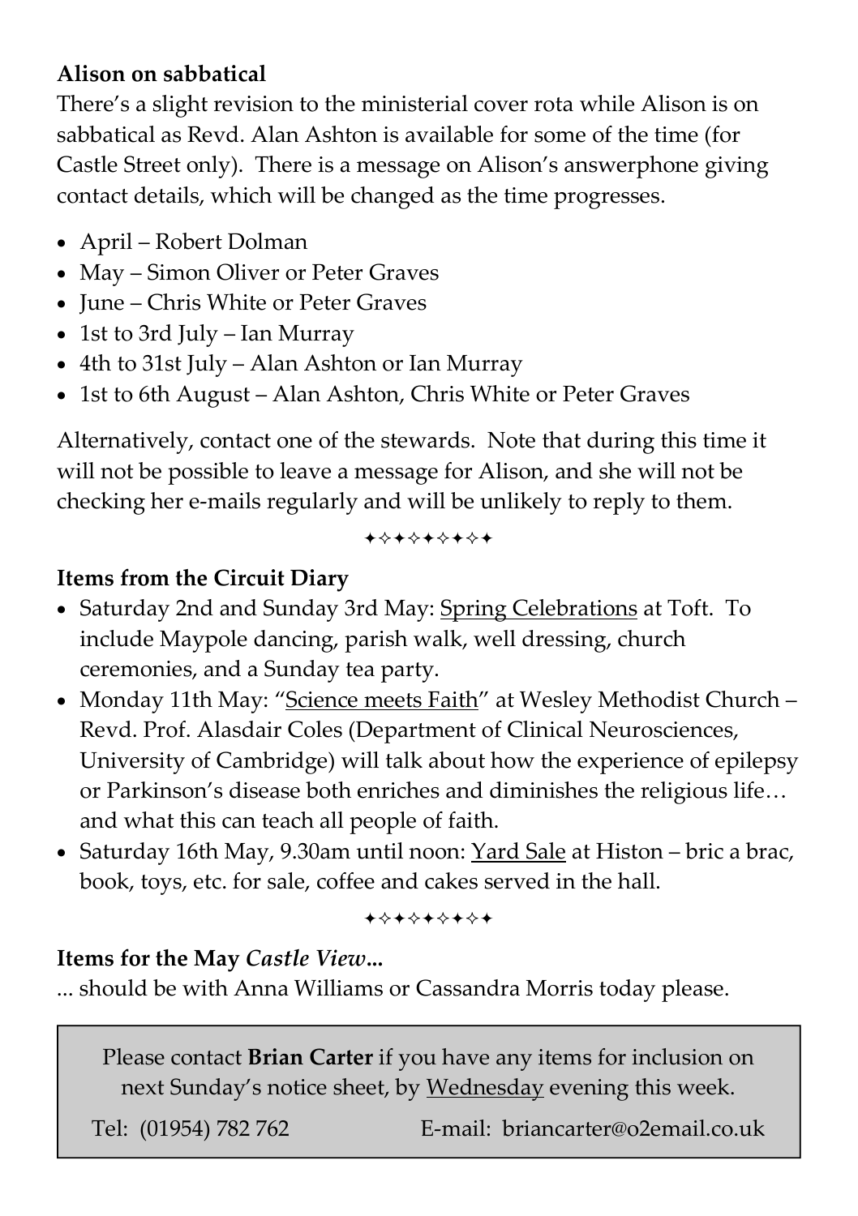**Alison on sabbatical**

There's a slight revision to the ministerial cover rota while Alison is on sabbatical as Revd. Alan Ashton is available for some of the time (for Castle Street only). There is a message on Alison's answerphone giving contact details, which will be changed as the time progresses.

- April – Robert Dolman
- May – Simon Oliver or Peter Graves
- June – Chris White or Peter Graves
- 1st to 3rd July – Ian Murray
- 4th to 31st July – Alan Ashton or Ian Murray
- 1st to 6th August – Alan Ashton, Chris White or Peter Graves

Alternatively, contact one of the stewards. Note that during this time it will not be possible to leave a message for Alison, and she will not be checking her e-mails regularly and will be unlikely to reply to them.

✦✧✦✧✦✧✦✧✦

**Items from the Circuit Diary**

- Saturday 2nd and Sunday 3rd May: Spring Celebrations at Toft. To include Maypole dancing, parish walk, well dressing, church ceremonies, and a Sunday tea party.
- Monday 11th May: "Science meets Faith" at Wesley Methodist Church – Revd. Prof. Alasdair Coles (Department of Clinical Neurosciences, University of Cambridge) will talk about how the experience of epilepsy or Parkinson's disease both enriches and diminishes the religious life… and what this can teach all people of faith.
- Saturday 16th May, 9.30am until noon: Yard Sale at Histon – bric a brac, book, toys, etc. for sale, coffee and cakes served in the hall.

✦✧✦✧✦✧✦✧✦

**Items for the May *Castle View*...**

... should be with Anna Williams or Cassandra Morris today please.

Please contact **Brian Carter** if you have any items for inclusion on next Sunday's notice sheet, by Wednesday evening this week.

Tel: (01954) 782 762 E-mail: briancarter@o2email.co.uk